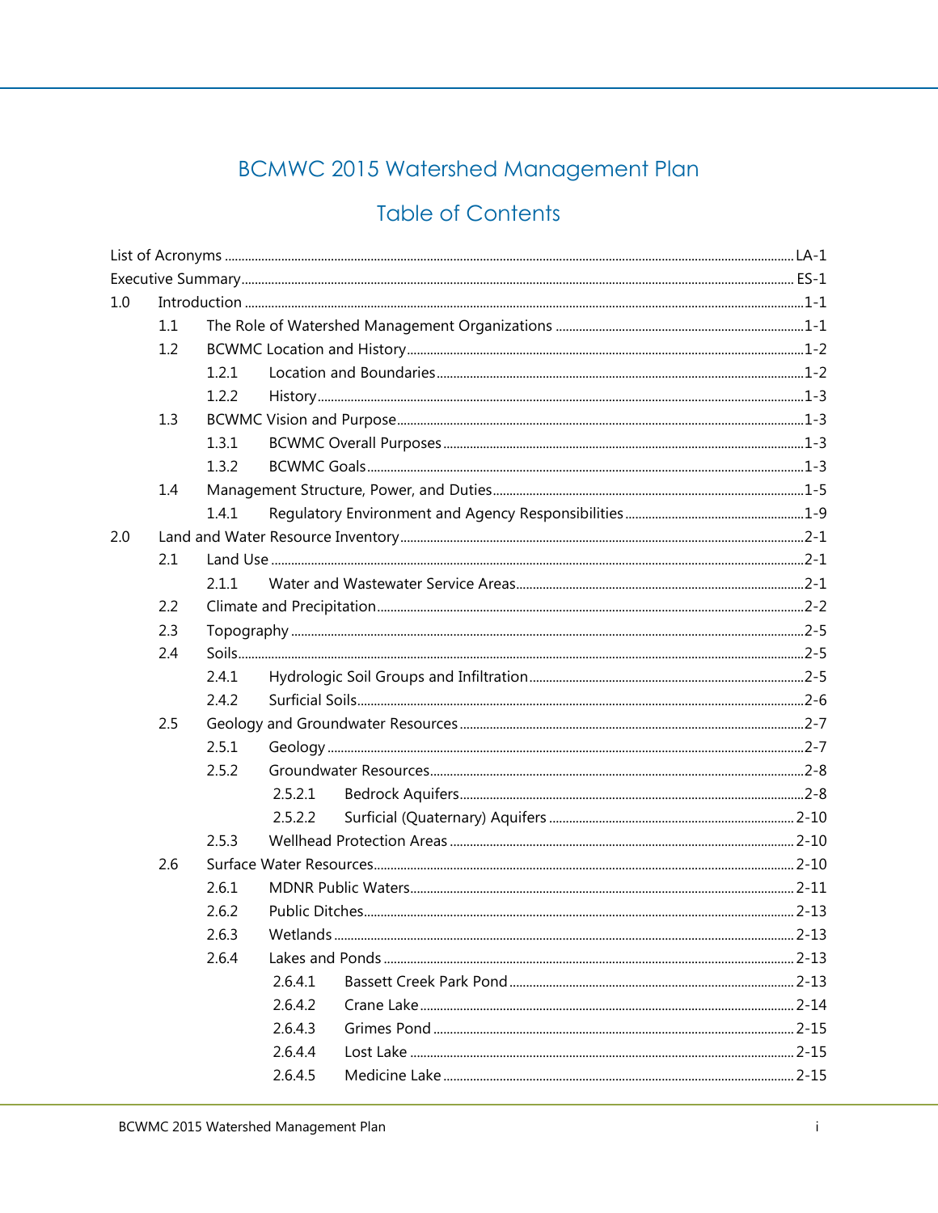# BCMWC 2015 Watershed Management Plan

## Table of Contents

List of Acronyms ........ LA-1
Executive Summary ........ ES-1
1.0 Introduction ........ 1-1
  1.1 The Role of Watershed Management Organizations ........ 1-1
  1.2 BCWMC Location and History ........ 1-2
    1.2.1 Location and Boundaries ........ 1-2
    1.2.2 History ........ 1-3
  1.3 BCWMC Vision and Purpose ........ 1-3
    1.3.1 BCWMC Overall Purposes ........ 1-3
    1.3.2 BCWMC Goals ........ 1-3
  1.4 Management Structure, Power, and Duties ........ 1-5
    1.4.1 Regulatory Environment and Agency Responsibilities ........ 1-9
2.0 Land and Water Resource Inventory ........ 2-1
  2.1 Land Use ........ 2-1
    2.1.1 Water and Wastewater Service Areas ........ 2-1
  2.2 Climate and Precipitation ........ 2-2
  2.3 Topography ........ 2-5
  2.4 Soils ........ 2-5
    2.4.1 Hydrologic Soil Groups and Infiltration ........ 2-5
    2.4.2 Surficial Soils ........ 2-6
  2.5 Geology and Groundwater Resources ........ 2-7
    2.5.1 Geology ........ 2-7
    2.5.2 Groundwater Resources ........ 2-8
      2.5.2.1 Bedrock Aquifers ........ 2-8
      2.5.2.2 Surficial (Quaternary) Aquifers ........ 2-10
    2.5.3 Wellhead Protection Areas ........ 2-10
  2.6 Surface Water Resources ........ 2-10
    2.6.1 MDNR Public Waters ........ 2-11
    2.6.2 Public Ditches ........ 2-13
    2.6.3 Wetlands ........ 2-13
    2.6.4 Lakes and Ponds ........ 2-13
      2.6.4.1 Bassett Creek Park Pond ........ 2-13
      2.6.4.2 Crane Lake ........ 2-14
      2.6.4.3 Grimes Pond ........ 2-15
      2.6.4.4 Lost Lake ........ 2-15
      2.6.4.5 Medicine Lake ........ 2-15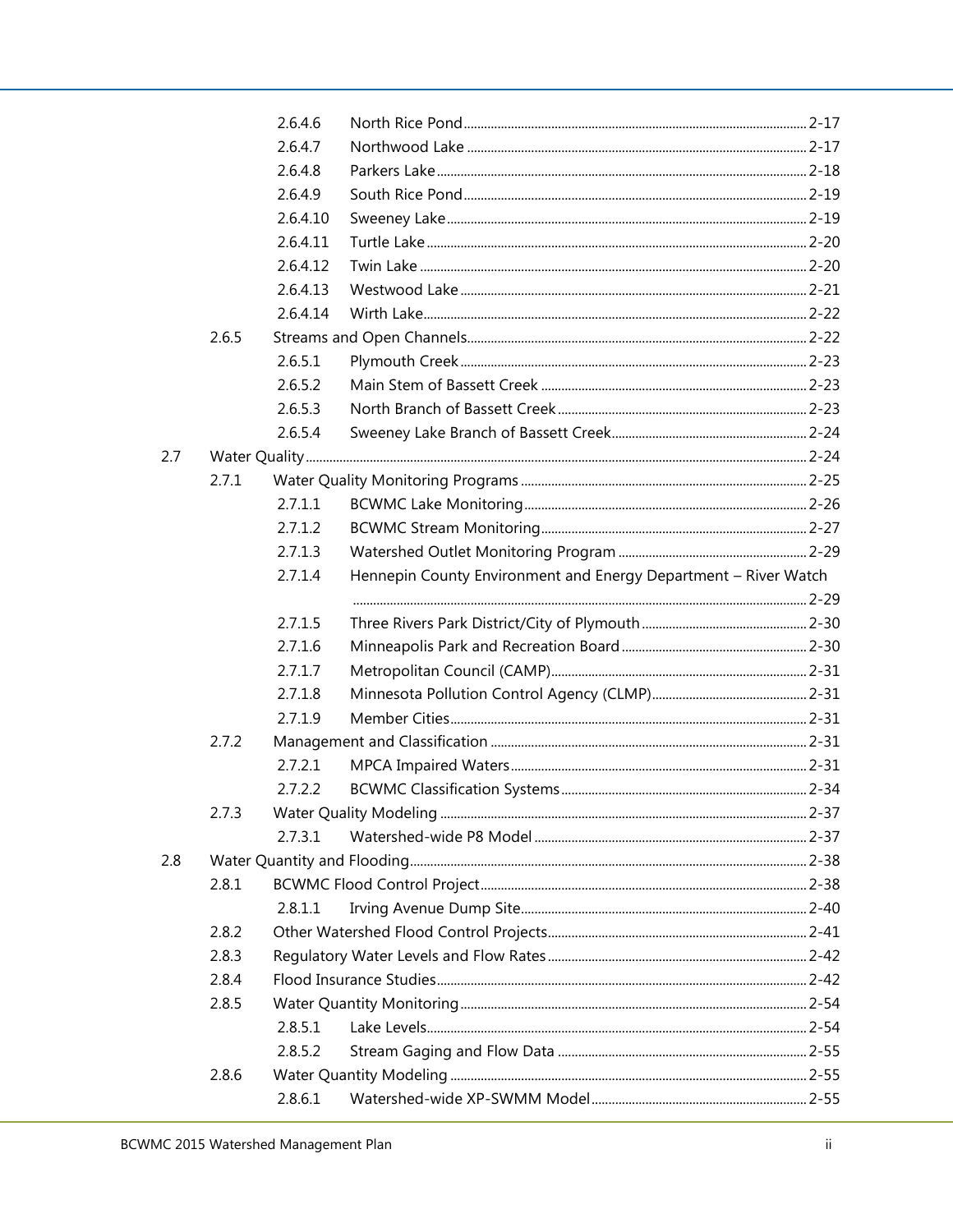- 2.6.4.6 North Rice Pond ... 2-17
- 2.6.4.7 Northwood Lake ... 2-17
- 2.6.4.8 Parkers Lake ... 2-18
- 2.6.4.9 South Rice Pond ... 2-19
- 2.6.4.10 Sweeney Lake ... 2-19
- 2.6.4.11 Turtle Lake ... 2-20
- 2.6.4.12 Twin Lake ... 2-20
- 2.6.4.13 Westwood Lake ... 2-21
- 2.6.4.14 Wirth Lake ... 2-22

2.6.5 Streams and Open Channels ... 2-22

- 2.6.5.1 Plymouth Creek ... 2-23
- 2.6.5.2 Main Stem of Bassett Creek ... 2-23
- 2.6.5.3 North Branch of Bassett Creek ... 2-23
- 2.6.5.4 Sweeney Lake Branch of Bassett Creek ... 2-24

2.7 Water Quality ... 2-24

2.7.1 Water Quality Monitoring Programs ... 2-25

- 2.7.1.1 BCWMC Lake Monitoring ... 2-26
- 2.7.1.2 BCWMC Stream Monitoring ... 2-27
- 2.7.1.3 Watershed Outlet Monitoring Program ... 2-29
- 2.7.1.4 Hennepin County Environment and Energy Department – River Watch ... 2-29
- 2.7.1.5 Three Rivers Park District/City of Plymouth ... 2-30
- 2.7.1.6 Minneapolis Park and Recreation Board ... 2-30
- 2.7.1.7 Metropolitan Council (CAMP) ... 2-31
- 2.7.1.8 Minnesota Pollution Control Agency (CLMP) ... 2-31
- 2.7.1.9 Member Cities ... 2-31

2.7.2 Management and Classification ... 2-31

- 2.7.2.1 MPCA Impaired Waters ... 2-31
- 2.7.2.2 BCWMC Classification Systems ... 2-34

2.7.3 Water Quality Modeling ... 2-37

- 2.7.3.1 Watershed-wide P8 Model ... 2-37

2.8 Water Quantity and Flooding ... 2-38

2.8.1 BCWMC Flood Control Project ... 2-38

- 2.8.1.1 Irving Avenue Dump Site ... 2-40

2.8.2 Other Watershed Flood Control Projects ... 2-41

2.8.3 Regulatory Water Levels and Flow Rates ... 2-42

2.8.4 Flood Insurance Studies ... 2-42

2.8.5 Water Quantity Monitoring ... 2-54

- 2.8.5.1 Lake Levels ... 2-54
- 2.8.5.2 Stream Gaging and Flow Data ... 2-55

2.8.6 Water Quantity Modeling ... 2-55

- 2.8.6.1 Watershed-wide XP-SWMM Model ... 2-55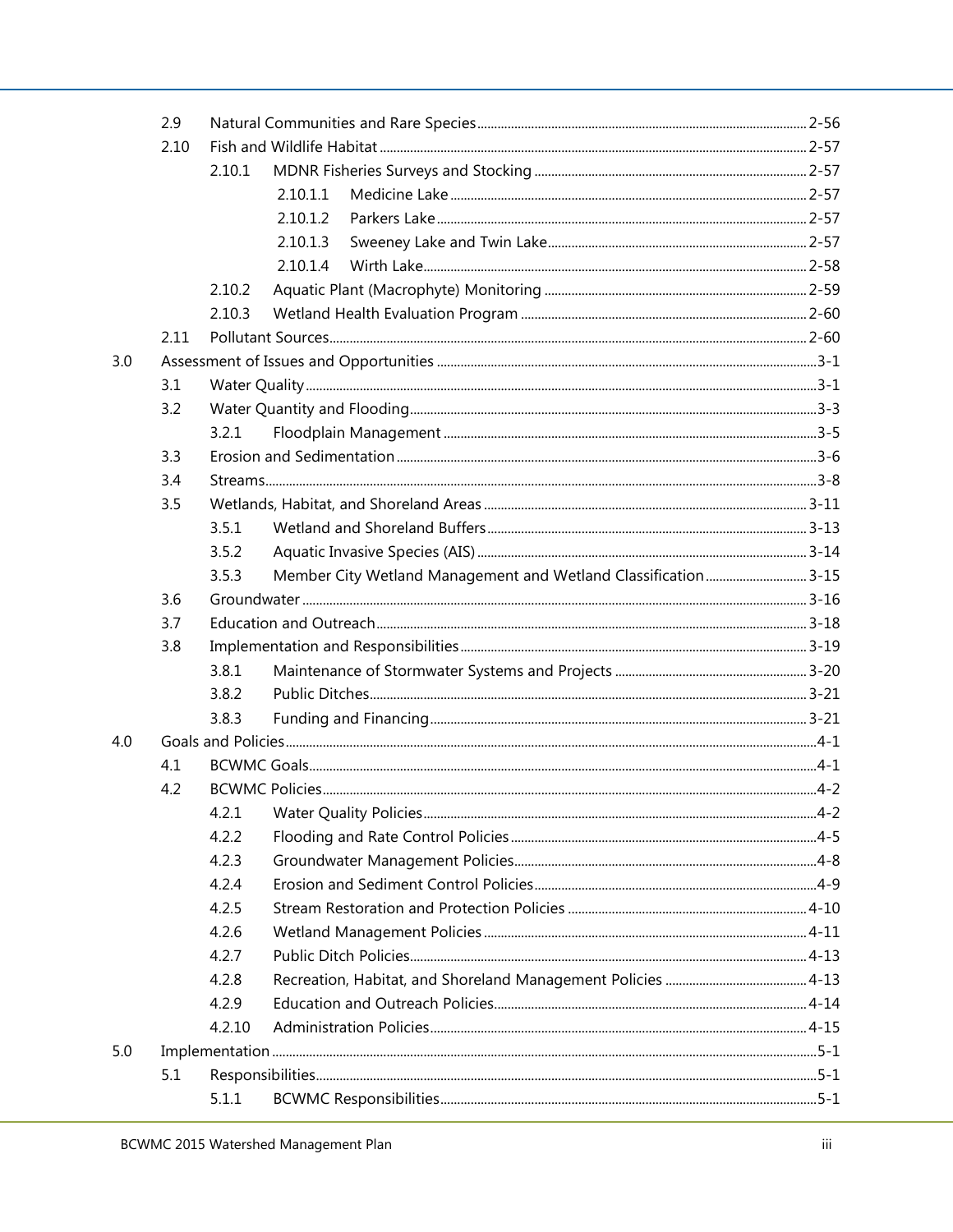- 2.9 Natural Communities and Rare Species ..... 2-56
- 2.10 Fish and Wildlife Habitat ..... 2-57
  - 2.10.1 MDNR Fisheries Surveys and Stocking ..... 2-57
    - 2.10.1.1 Medicine Lake ..... 2-57
    - 2.10.1.2 Parkers Lake ..... 2-57
    - 2.10.1.3 Sweeney Lake and Twin Lake ..... 2-57
    - 2.10.1.4 Wirth Lake ..... 2-58
  - 2.10.2 Aquatic Plant (Macrophyte) Monitoring ..... 2-59
  - 2.10.3 Wetland Health Evaluation Program ..... 2-60
- 2.11 Pollutant Sources ..... 2-60

3.0 Assessment of Issues and Opportunities ..... 3-1
- 3.1 Water Quality ..... 3-1
- 3.2 Water Quantity and Flooding ..... 3-3
  - 3.2.1 Floodplain Management ..... 3-5
- 3.3 Erosion and Sedimentation ..... 3-6
- 3.4 Streams ..... 3-8
- 3.5 Wetlands, Habitat, and Shoreland Areas ..... 3-11
  - 3.5.1 Wetland and Shoreland Buffers ..... 3-13
  - 3.5.2 Aquatic Invasive Species (AIS) ..... 3-14
  - 3.5.3 Member City Wetland Management and Wetland Classification ..... 3-15
- 3.6 Groundwater ..... 3-16
- 3.7 Education and Outreach ..... 3-18
- 3.8 Implementation and Responsibilities ..... 3-19
  - 3.8.1 Maintenance of Stormwater Systems and Projects ..... 3-20
  - 3.8.2 Public Ditches ..... 3-21
  - 3.8.3 Funding and Financing ..... 3-21

4.0 Goals and Policies ..... 4-1
- 4.1 BCWMC Goals ..... 4-1
- 4.2 BCWMC Policies ..... 4-2
  - 4.2.1 Water Quality Policies ..... 4-2
  - 4.2.2 Flooding and Rate Control Policies ..... 4-5
  - 4.2.3 Groundwater Management Policies ..... 4-8
  - 4.2.4 Erosion and Sediment Control Policies ..... 4-9
  - 4.2.5 Stream Restoration and Protection Policies ..... 4-10
  - 4.2.6 Wetland Management Policies ..... 4-11
  - 4.2.7 Public Ditch Policies ..... 4-13
  - 4.2.8 Recreation, Habitat, and Shoreland Management Policies ..... 4-13
  - 4.2.9 Education and Outreach Policies ..... 4-14
  - 4.2.10 Administration Policies ..... 4-15

5.0 Implementation ..... 5-1
- 5.1 Responsibilities ..... 5-1
  - 5.1.1 BCWMC Responsibilities ..... 5-1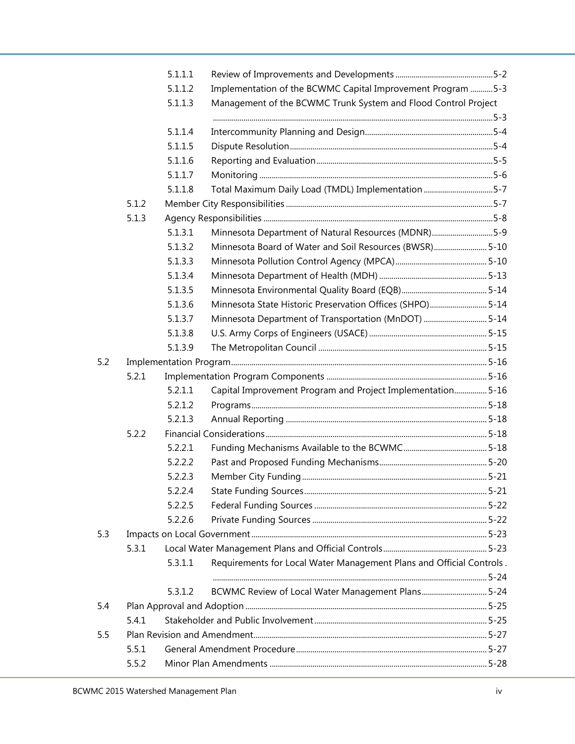- 5.1.1.1 Review of Improvements and Developments ........ 5-2
- 5.1.1.2 Implementation of the BCWMC Capital Improvement Program ........ 5-3
- 5.1.1.3 Management of the BCWMC Trunk System and Flood Control Project ........ 5-3
- 5.1.1.4 Intercommunity Planning and Design ........ 5-4
- 5.1.1.5 Dispute Resolution ........ 5-4
- 5.1.1.6 Reporting and Evaluation ........ 5-5
- 5.1.1.7 Monitoring ........ 5-6
- 5.1.1.8 Total Maximum Daily Load (TMDL) Implementation ........ 5-7
- 5.1.2 Member City Responsibilities ........ 5-7
- 5.1.3 Agency Responsibilities ........ 5-8
  - 5.1.3.1 Minnesota Department of Natural Resources (MDNR) ........ 5-9
  - 5.1.3.2 Minnesota Board of Water and Soil Resources (BWSR) ........ 5-10
  - 5.1.3.3 Minnesota Pollution Control Agency (MPCA) ........ 5-10
  - 5.1.3.4 Minnesota Department of Health (MDH) ........ 5-13
  - 5.1.3.5 Minnesota Environmental Quality Board (EQB) ........ 5-14
  - 5.1.3.6 Minnesota State Historic Preservation Offices (SHPO) ........ 5-14
  - 5.1.3.7 Minnesota Department of Transportation (MnDOT) ........ 5-14
  - 5.1.3.8 U.S. Army Corps of Engineers (USACE) ........ 5-15
  - 5.1.3.9 The Metropolitan Council ........ 5-15

5.2 Implementation Program ........ 5-16
- 5.2.1 Implementation Program Components ........ 5-16
  - 5.2.1.1 Capital Improvement Program and Project Implementation ........ 5-16
  - 5.2.1.2 Programs ........ 5-18
  - 5.2.1.3 Annual Reporting ........ 5-18
- 5.2.2 Financial Considerations ........ 5-18
  - 5.2.2.1 Funding Mechanisms Available to the BCWMC ........ 5-18
  - 5.2.2.2 Past and Proposed Funding Mechanisms ........ 5-20
  - 5.2.2.3 Member City Funding ........ 5-21
  - 5.2.2.4 State Funding Sources ........ 5-21
  - 5.2.2.5 Federal Funding Sources ........ 5-22
  - 5.2.2.6 Private Funding Sources ........ 5-22

5.3 Impacts on Local Government ........ 5-23
- 5.3.1 Local Water Management Plans and Official Controls ........ 5-23
  - 5.3.1.1 Requirements for Local Water Management Plans and Official Controls . ........ 5-24
  - 5.3.1.2 BCWMC Review of Local Water Management Plans ........ 5-24

5.4 Plan Approval and Adoption ........ 5-25
- 5.4.1 Stakeholder and Public Involvement ........ 5-25

5.5 Plan Revision and Amendment ........ 5-27
- 5.5.1 General Amendment Procedure ........ 5-27
- 5.5.2 Minor Plan Amendments ........ 5-28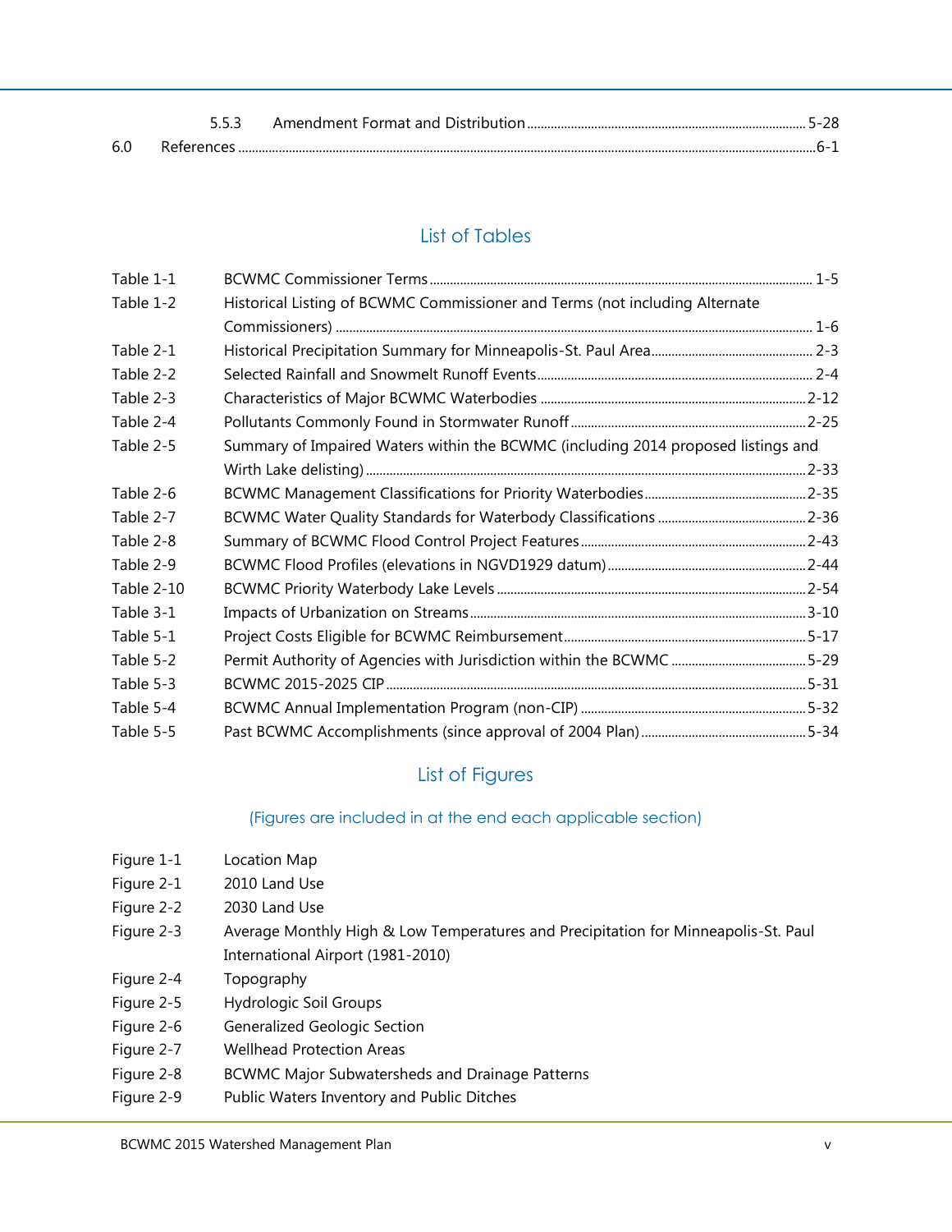5.5.3 Amendment Format and Distribution ........ 5-28

6.0 References ........ 6-1

## List of Tables

| | | |
|---|---|---|
| Table 1-1 | BCWMC Commissioner Terms | 1-5 |
| Table 1-2 | Historical Listing of BCWMC Commissioner and Terms (not including Alternate Commissioners) | 1-6 |
| Table 2-1 | Historical Precipitation Summary for Minneapolis-St. Paul Area | 2-3 |
| Table 2-2 | Selected Rainfall and Snowmelt Runoff Events | 2-4 |
| Table 2-3 | Characteristics of Major BCWMC Waterbodies | 2-12 |
| Table 2-4 | Pollutants Commonly Found in Stormwater Runoff | 2-25 |
| Table 2-5 | Summary of Impaired Waters within the BCWMC (including 2014 proposed listings and Wirth Lake delisting) | 2-33 |
| Table 2-6 | BCWMC Management Classifications for Priority Waterbodies | 2-35 |
| Table 2-7 | BCWMC Water Quality Standards for Waterbody Classifications | 2-36 |
| Table 2-8 | Summary of BCWMC Flood Control Project Features | 2-43 |
| Table 2-9 | BCWMC Flood Profiles (elevations in NGVD1929 datum) | 2-44 |
| Table 2-10 | BCWMC Priority Waterbody Lake Levels | 2-54 |
| Table 3-1 | Impacts of Urbanization on Streams | 3-10 |
| Table 5-1 | Project Costs Eligible for BCWMC Reimbursement | 5-17 |
| Table 5-2 | Permit Authority of Agencies with Jurisdiction within the BCWMC | 5-29 |
| Table 5-3 | BCWMC 2015-2025 CIP | 5-31 |
| Table 5-4 | BCWMC Annual Implementation Program (non-CIP) | 5-32 |
| Table 5-5 | Past BCWMC Accomplishments (since approval of 2004 Plan) | 5-34 |

## List of Figures

(Figures are included in at the end each applicable section)

| | |
|---|---|
| Figure 1-1 | Location Map |
| Figure 2-1 | 2010 Land Use |
| Figure 2-2 | 2030 Land Use |
| Figure 2-3 | Average Monthly High & Low Temperatures and Precipitation for Minneapolis-St. Paul International Airport (1981-2010) |
| Figure 2-4 | Topography |
| Figure 2-5 | Hydrologic Soil Groups |
| Figure 2-6 | Generalized Geologic Section |
| Figure 2-7 | Wellhead Protection Areas |
| Figure 2-8 | BCWMC Major Subwatersheds and Drainage Patterns |
| Figure 2-9 | Public Waters Inventory and Public Ditches |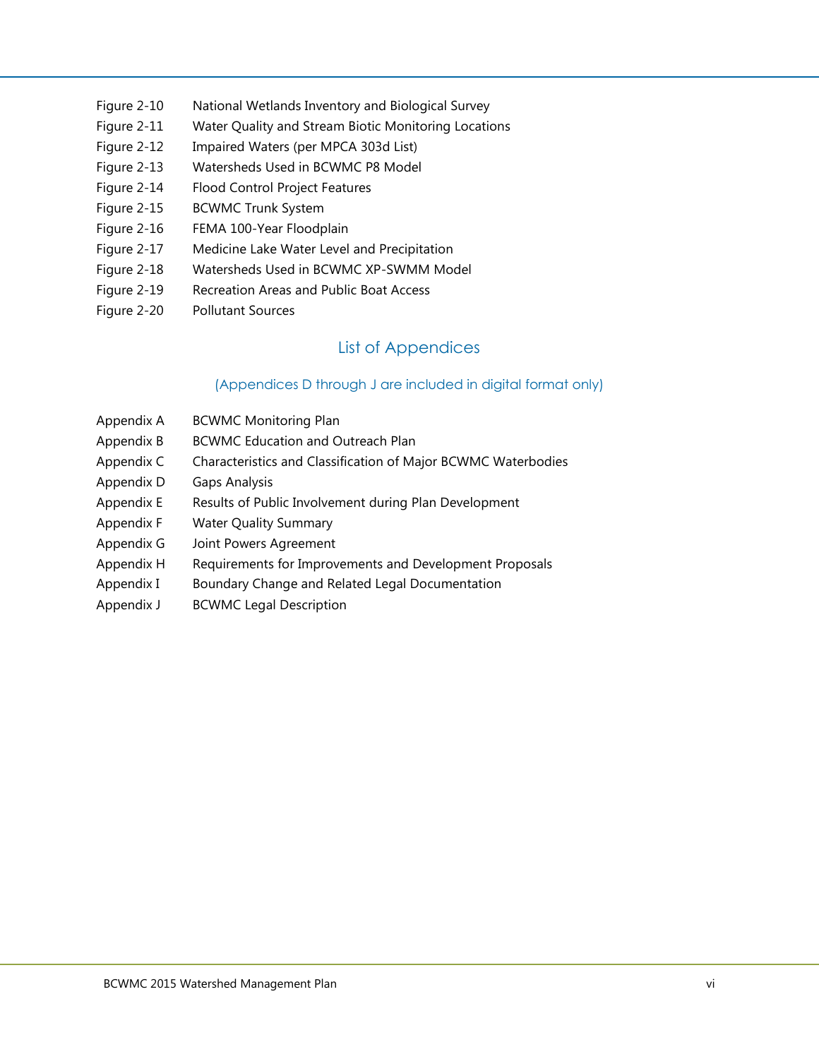Figure 2-10 National Wetlands Inventory and Biological Survey
Figure 2-11 Water Quality and Stream Biotic Monitoring Locations
Figure 2-12 Impaired Waters (per MPCA 303d List)
Figure 2-13 Watersheds Used in BCWMC P8 Model
Figure 2-14 Flood Control Project Features
Figure 2-15 BCWMC Trunk System
Figure 2-16 FEMA 100-Year Floodplain
Figure 2-17 Medicine Lake Water Level and Precipitation
Figure 2-18 Watersheds Used in BCWMC XP-SWMM Model
Figure 2-19 Recreation Areas and Public Boat Access
Figure 2-20 Pollutant Sources

## List of Appendices

(Appendices D through J are included in digital format only)

Appendix A BCWMC Monitoring Plan
Appendix B BCWMC Education and Outreach Plan
Appendix C Characteristics and Classification of Major BCWMC Waterbodies
Appendix D Gaps Analysis
Appendix E Results of Public Involvement during Plan Development
Appendix F Water Quality Summary
Appendix G Joint Powers Agreement
Appendix H Requirements for Improvements and Development Proposals
Appendix I Boundary Change and Related Legal Documentation
Appendix J BCWMC Legal Description